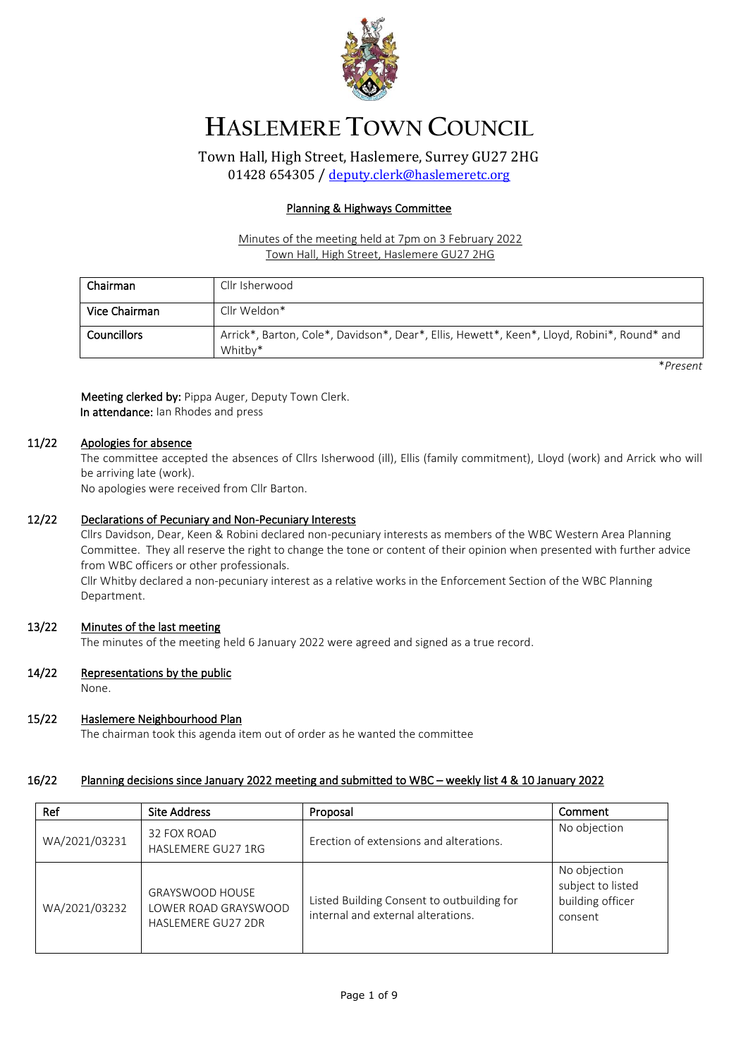# HASLEMERE TOWN COUNCIL

Town Hall, High Street, Haslemere, Surrey GU27 2HG
01428 654305 / deputy.clerk@haslemeretc.org

## Planning & Highways Committee

Minutes of the meeting held at 7pm on 3 February 2022
Town Hall, High Street, Haslemere GU27 2HG

| Chairman | Cllr Isherwood |
|---|---|
| Vice Chairman | Cllr Weldon* |
| Councillors | Arrick*, Barton, Cole*, Davidson*, Dear*, Ellis, Hewett*, Keen*, Lloyd, Robini*, Round* and Whitby* |

**Present*

**Meeting clerked by:** Pippa Auger, Deputy Town Clerk.
**In attendance:** Ian Rhodes and press

### 11/22 Apologies for absence

The committee accepted the absences of Cllrs Isherwood (ill), Ellis (family commitment), Lloyd (work) and Arrick who will be arriving late (work).

No apologies were received from Cllr Barton.

### 12/22 Declarations of Pecuniary and Non-Pecuniary Interests

Cllrs Davidson, Dear, Keen & Robini declared non-pecuniary interests as members of the WBC Western Area Planning Committee. They all reserve the right to change the tone or content of their opinion when presented with further advice from WBC officers or other professionals.

Cllr Whitby declared a non-pecuniary interest as a relative works in the Enforcement Section of the WBC Planning Department.

### 13/22 Minutes of the last meeting

The minutes of the meeting held 6 January 2022 were agreed and signed as a true record.

### 14/22 Representations by the public

None.

### 15/22 Haslemere Neighbourhood Plan

The chairman took this agenda item out of order as he wanted the committee

### 16/22 Planning decisions since January 2022 meeting and submitted to WBC – weekly list 4 & 10 January 2022

| Ref | Site Address | Proposal | Comment |
|---|---|---|---|
| WA/2021/03231 | 32 FOX ROAD HASLEMERE GU27 1RG | Erection of extensions and alterations. | No objection |
| WA/2021/03232 | GRAYSWOOD HOUSE LOWER ROAD GRAYSWOOD HASLEMERE GU27 2DR | Listed Building Consent to outbuilding for internal and external alterations. | No objection subject to listed building officer consent |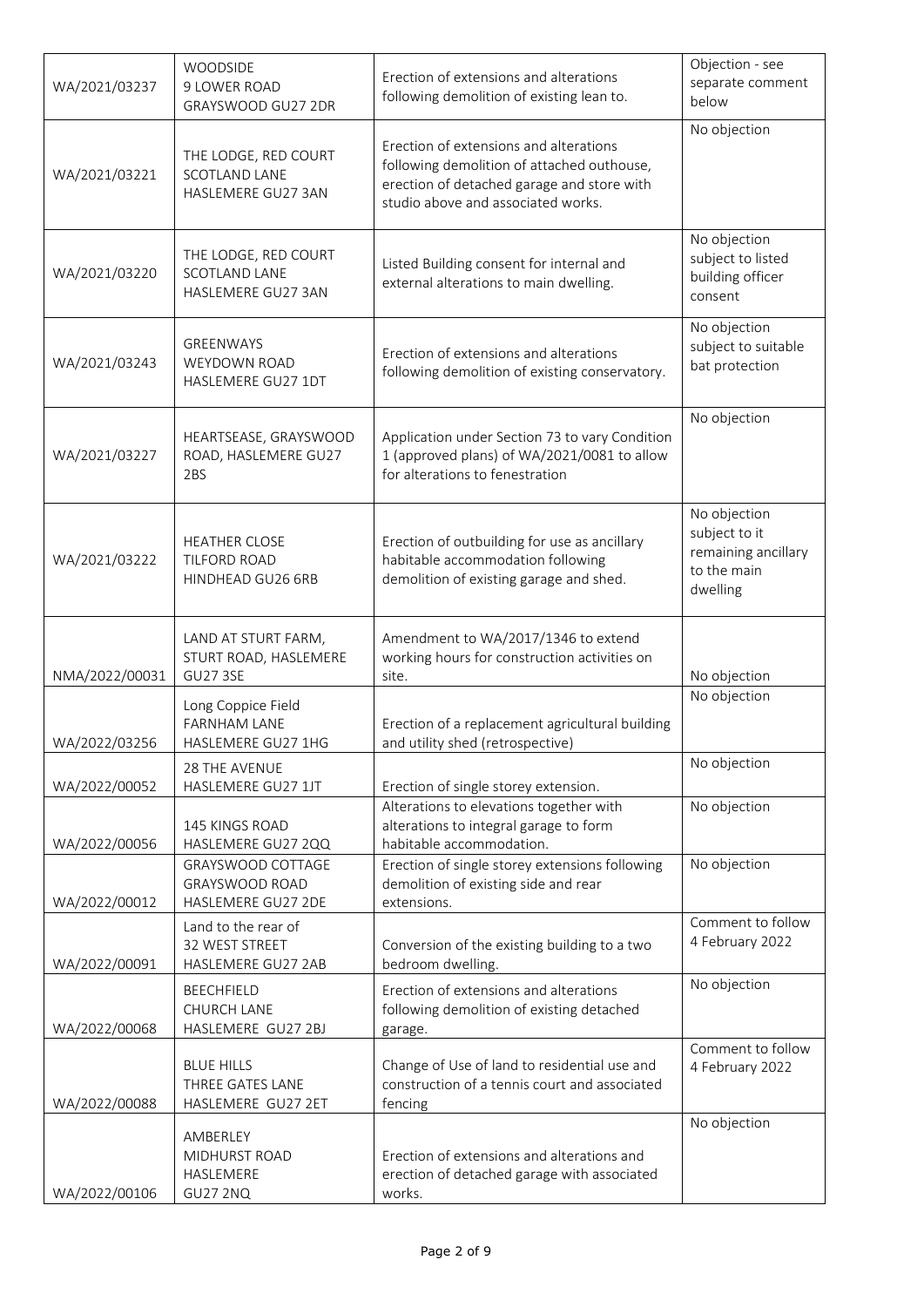| WA/2021/03237 | WOODSIDE<br>9 LOWER ROAD<br>GRAYSWOOD GU27 2DR | Erection of extensions and alterations following demolition of existing lean to. | Objection - see separate comment below |
|---|---|---|---|
| WA/2021/03221 | THE LODGE, RED COURT<br>SCOTLAND LANE<br>HASLEMERE GU27 3AN | Erection of extensions and alterations following demolition of attached outhouse, erection of detached garage and store with studio above and associated works. | No objection |
| WA/2021/03220 | THE LODGE, RED COURT<br>SCOTLAND LANE<br>HASLEMERE GU27 3AN | Listed Building consent for internal and external alterations to main dwelling. | No objection subject to listed building officer consent |
| WA/2021/03243 | GREENWAYS<br>WEYDOWN ROAD<br>HASLEMERE GU27 1DT | Erection of extensions and alterations following demolition of existing conservatory. | No objection subject to suitable bat protection |
| WA/2021/03227 | HEARTSEASE, GRAYSWOOD ROAD, HASLEMERE GU27 2BS | Application under Section 73 to vary Condition 1 (approved plans) of WA/2021/0081 to allow for alterations to fenestration | No objection |
| WA/2021/03222 | HEATHER CLOSE<br>TILFORD ROAD<br>HINDHEAD GU26 6RB | Erection of outbuilding for use as ancillary habitable accommodation following demolition of existing garage and shed. | No objection subject to it remaining ancillary to the main dwelling |
| NMA/2022/00031 | LAND AT STURT FARM, STURT ROAD, HASLEMERE GU27 3SE | Amendment to WA/2017/1346 to extend working hours for construction activities on site. | No objection |
| WA/2022/03256 | Long Coppice Field<br>FARNHAM LANE<br>HASLEMERE GU27 1HG | Erection of a replacement agricultural building and utility shed (retrospective) | No objection |
| WA/2022/00052 | 28 THE AVENUE<br>HASLEMERE GU27 1JT | Erection of single storey extension. | No objection |
| WA/2022/00056 | 145 KINGS ROAD<br>HASLEMERE GU27 2QQ | Alterations to elevations together with alterations to integral garage to form habitable accommodation. | No objection |
| WA/2022/00012 | GRAYSWOOD COTTAGE<br>GRAYSWOOD ROAD<br>HASLEMERE GU27 2DE | Erection of single storey extensions following demolition of existing side and rear extensions. | No objection |
| WA/2022/00091 | Land to the rear of<br>32 WEST STREET<br>HASLEMERE GU27 2AB | Conversion of the existing building to a two bedroom dwelling. | Comment to follow 4 February 2022 |
| WA/2022/00068 | BEECHFIELD<br>CHURCH LANE<br>HASLEMERE GU27 2BJ | Erection of extensions and alterations following demolition of existing detached garage. | No objection |
| WA/2022/00088 | BLUE HILLS<br>THREE GATES LANE<br>HASLEMERE GU27 2ET | Change of Use of land to residential use and construction of a tennis court and associated fencing | Comment to follow 4 February 2022 |
| WA/2022/00106 | AMBERLEY<br>MIDHURST ROAD<br>HASLEMERE<br>GU27 2NQ | Erection of extensions and alterations and erection of detached garage with associated works. | No objection |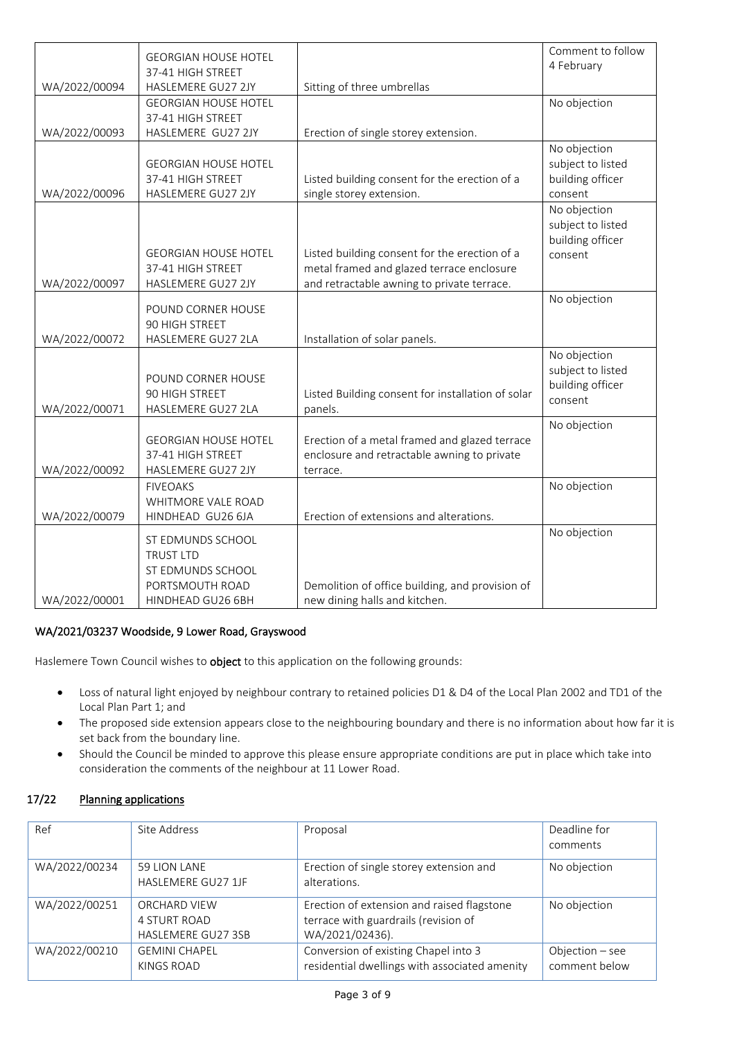| | | | |
|---|---|---|---|
| WA/2022/00094 | GEORGIAN HOUSE HOTEL 37-41 HIGH STREET HASLEMERE GU27 2JY | Sitting of three umbrellas | Comment to follow 4 February |
| WA/2022/00093 | GEORGIAN HOUSE HOTEL 37-41 HIGH STREET HASLEMERE GU27 2JY | Erection of single storey extension. | No objection |
| WA/2022/00096 | GEORGIAN HOUSE HOTEL 37-41 HIGH STREET HASLEMERE GU27 2JY | Listed building consent for the erection of a single storey extension. | No objection subject to listed building officer consent |
| WA/2022/00097 | GEORGIAN HOUSE HOTEL 37-41 HIGH STREET HASLEMERE GU27 2JY | Listed building consent for the erection of a metal framed and glazed terrace enclosure and retractable awning to private terrace. | No objection subject to listed building officer consent |
| WA/2022/00072 | POUND CORNER HOUSE 90 HIGH STREET HASLEMERE GU27 2LA | Installation of solar panels. | No objection |
| WA/2022/00071 | POUND CORNER HOUSE 90 HIGH STREET HASLEMERE GU27 2LA | Listed Building consent for installation of solar panels. | No objection subject to listed building officer consent |
| WA/2022/00092 | GEORGIAN HOUSE HOTEL 37-41 HIGH STREET HASLEMERE GU27 2JY | Erection of a metal framed and glazed terrace enclosure and retractable awning to private terrace. | No objection |
| WA/2022/00079 | FIVEOAKS WHITMORE VALE ROAD HINDHEAD GU26 6JA | Erection of extensions and alterations. | No objection |
| WA/2022/00001 | ST EDMUNDS SCHOOL TRUST LTD ST EDMUNDS SCHOOL PORTSMOUTH ROAD HINDHEAD GU26 6BH | Demolition of office building, and provision of new dining halls and kitchen. | No objection |

**WA/2021/03237 Woodside, 9 Lower Road, Grayswood**

Haslemere Town Council wishes to **object** to this application on the following grounds:

- Loss of natural light enjoyed by neighbour contrary to retained policies D1 & D4 of the Local Plan 2002 and TD1 of the Local Plan Part 1; and
- The proposed side extension appears close to the neighbouring boundary and there is no information about how far it is set back from the boundary line.
- Should the Council be minded to approve this please ensure appropriate conditions are put in place which take into consideration the comments of the neighbour at 11 Lower Road.

## 17/22 Planning applications

| Ref | Site Address | Proposal | Deadline for comments |
|---|---|---|---|
| WA/2022/00234 | 59 LION LANE HASLEMERE GU27 1JF | Erection of single storey extension and alterations. | No objection |
| WA/2022/00251 | ORCHARD VIEW 4 STURT ROAD HASLEMERE GU27 3SB | Erection of extension and raised flagstone terrace with guardrails (revision of WA/2021/02436). | No objection |
| WA/2022/00210 | GEMINI CHAPEL KINGS ROAD | Conversion of existing Chapel into 3 residential dwellings with associated amenity | Objection – see comment below |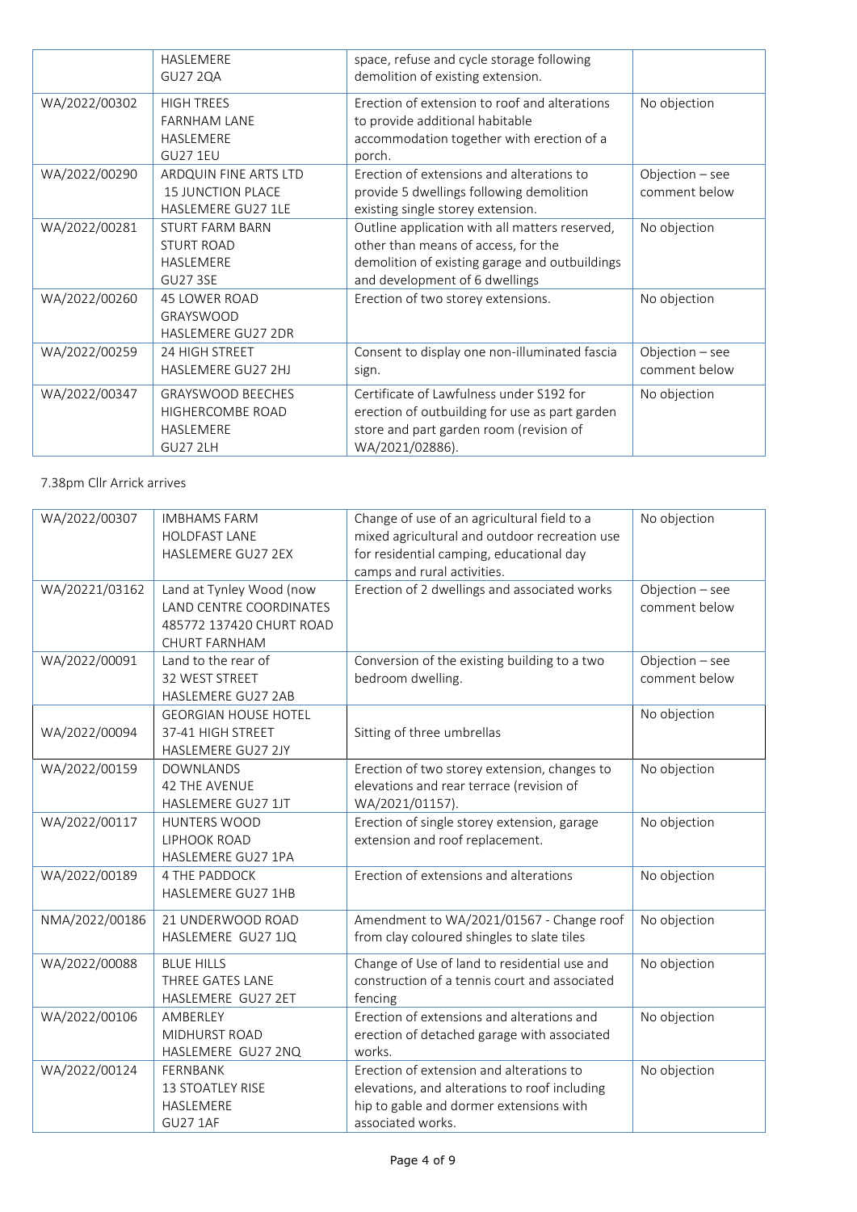|  | HASLEMERE<br>GU27 2QA | space, refuse and cycle storage following demolition of existing extension. |  |
|---|---|---|---|
| WA/2022/00302 | HIGH TREES<br>FARNHAM LANE<br>HASLEMERE<br>GU27 1EU | Erection of extension to roof and alterations to provide additional habitable accommodation together with erection of a porch. | No objection |
| WA/2022/00290 | ARDQUIN FINE ARTS LTD<br>15 JUNCTION PLACE<br>HASLEMERE GU27 1LE | Erection of extensions and alterations to provide 5 dwellings following demolition existing single storey extension. | Objection – see comment below |
| WA/2022/00281 | STURT FARM BARN<br>STURT ROAD<br>HASLEMERE<br>GU27 3SE | Outline application with all matters reserved, other than means of access, for the demolition of existing garage and outbuildings and development of 6 dwellings | No objection |
| WA/2022/00260 | 45 LOWER ROAD<br>GRAYSWOOD<br>HASLEMERE GU27 2DR | Erection of two storey extensions. | No objection |
| WA/2022/00259 | 24 HIGH STREET<br>HASLEMERE GU27 2HJ | Consent to display one non-illuminated fascia sign. | Objection – see comment below |
| WA/2022/00347 | GRAYSWOOD BEECHES<br>HIGHERCOMBE ROAD<br>HASLEMERE<br>GU27 2LH | Certificate of Lawfulness under S192 for erection of outbuilding for use as part garden store and part garden room (revision of WA/2021/02886). | No objection |

7.38pm Cllr Arrick arrives

| WA/2022/00307 | IMBHAMS FARM<br>HOLDFAST LANE<br>HASLEMERE GU27 2EX | Change of use of an agricultural field to a mixed agricultural and outdoor recreation use for residential camping, educational day camps and rural activities. | No objection |
|---|---|---|---|
| WA/20221/03162 | Land at Tynley Wood (now LAND CENTRE COORDINATES 485772 137420 CHURT ROAD CHURT FARNHAM | Erection of 2 dwellings and associated works | Objection – see comment below |
| WA/2022/00091 | Land to the rear of<br>32 WEST STREET<br>HASLEMERE GU27 2AB | Conversion of the existing building to a two bedroom dwelling. | Objection – see comment below |
| WA/2022/00094 | GEORGIAN HOUSE HOTEL<br>37-41 HIGH STREET<br>HASLEMERE GU27 2JY | Sitting of three umbrellas | No objection |
| WA/2022/00159 | DOWNLANDS<br>42 THE AVENUE<br>HASLEMERE GU27 1JT | Erection of two storey extension, changes to elevations and rear terrace (revision of WA/2021/01157). | No objection |
| WA/2022/00117 | HUNTERS WOOD<br>LIPHOOK ROAD<br>HASLEMERE GU27 1PA | Erection of single storey extension, garage extension and roof replacement. | No objection |
| WA/2022/00189 | 4 THE PADDOCK<br>HASLEMERE GU27 1HB | Erection of extensions and alterations | No objection |
| NMA/2022/00186 | 21 UNDERWOOD ROAD<br>HASLEMERE GU27 1JQ | Amendment to WA/2021/01567 - Change roof from clay coloured shingles to slate tiles | No objection |
| WA/2022/00088 | BLUE HILLS<br>THREE GATES LANE<br>HASLEMERE GU27 2ET | Change of Use of land to residential use and construction of a tennis court and associated fencing | No objection |
| WA/2022/00106 | AMBERLEY<br>MIDHURST ROAD<br>HASLEMERE GU27 2NQ | Erection of extensions and alterations and erection of detached garage with associated works. | No objection |
| WA/2022/00124 | FERNBANK<br>13 STOATLEY RISE<br>HASLEMERE<br>GU27 1AF | Erection of extension and alterations to elevations, and alterations to roof including hip to gable and dormer extensions with associated works. | No objection |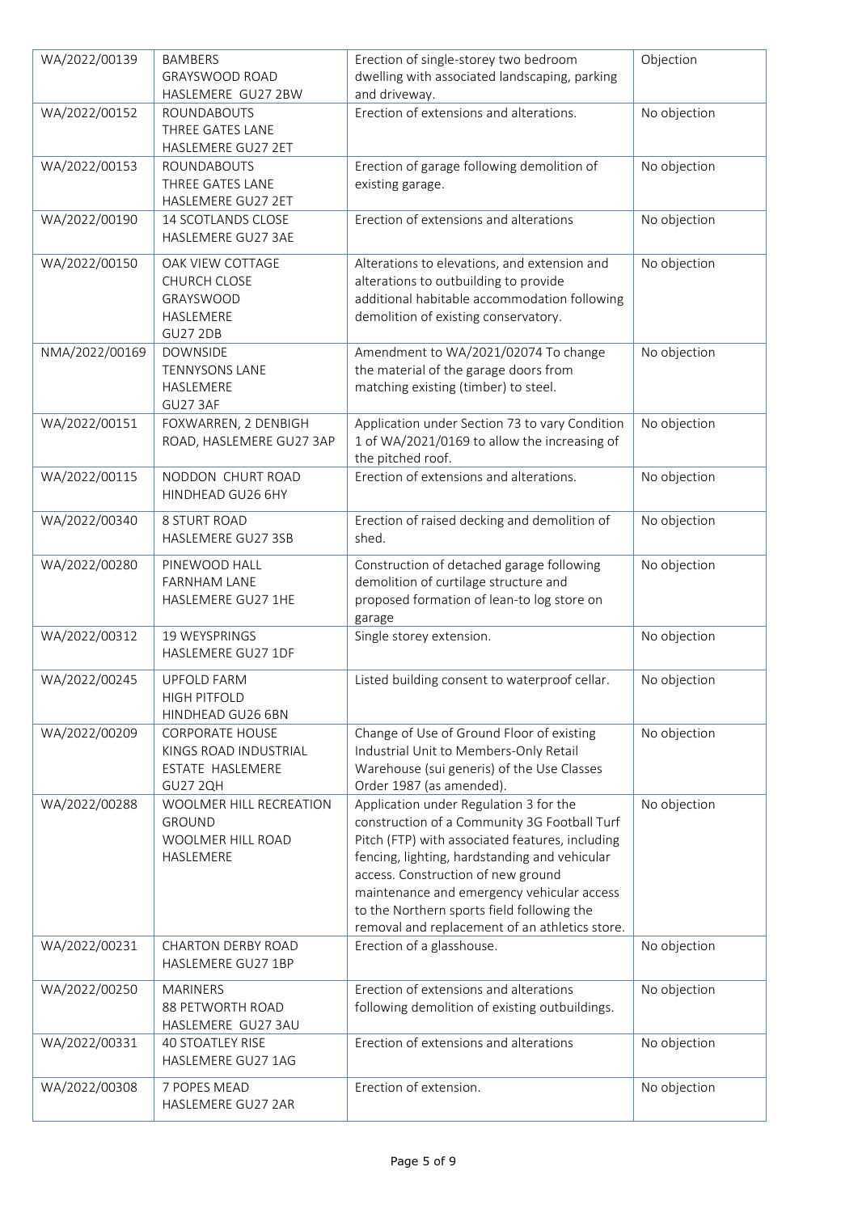| | | | |
|---|---|---|---|
| WA/2022/00139 | BAMBERS GRAYSWOOD ROAD HASLEMERE GU27 2BW | Erection of single-storey two bedroom dwelling with associated landscaping, parking and driveway. | Objection |
| WA/2022/00152 | ROUNDABOUTS THREE GATES LANE HASLEMERE GU27 2ET | Erection of extensions and alterations. | No objection |
| WA/2022/00153 | ROUNDABOUTS THREE GATES LANE HASLEMERE GU27 2ET | Erection of garage following demolition of existing garage. | No objection |
| WA/2022/00190 | 14 SCOTLANDS CLOSE HASLEMERE GU27 3AE | Erection of extensions and alterations | No objection |
| WA/2022/00150 | OAK VIEW COTTAGE CHURCH CLOSE GRAYSWOOD HASLEMERE GU27 2DB | Alterations to elevations, and extension and alterations to outbuilding to provide additional habitable accommodation following demolition of existing conservatory. | No objection |
| NMA/2022/00169 | DOWNSIDE TENNYSONS LANE HASLEMERE GU27 3AF | Amendment to WA/2021/02074 To change the material of the garage doors from matching existing (timber) to steel. | No objection |
| WA/2022/00151 | FOXWARREN, 2 DENBIGH ROAD, HASLEMERE GU27 3AP | Application under Section 73 to vary Condition 1 of WA/2021/0169 to allow the increasing of the pitched roof. | No objection |
| WA/2022/00115 | NODDON CHURT ROAD HINDHEAD GU26 6HY | Erection of extensions and alterations. | No objection |
| WA/2022/00340 | 8 STURT ROAD HASLEMERE GU27 3SB | Erection of raised decking and demolition of shed. | No objection |
| WA/2022/00280 | PINEWOOD HALL FARNHAM LANE HASLEMERE GU27 1HE | Construction of detached garage following demolition of curtilage structure and proposed formation of lean-to log store on garage | No objection |
| WA/2022/00312 | 19 WEYSPRINGS HASLEMERE GU27 1DF | Single storey extension. | No objection |
| WA/2022/00245 | UPFOLD FARM HIGH PITFOLD HINDHEAD GU26 6BN | Listed building consent to waterproof cellar. | No objection |
| WA/2022/00209 | CORPORATE HOUSE KINGS ROAD INDUSTRIAL ESTATE HASLEMERE GU27 2QH | Change of Use of Ground Floor of existing Industrial Unit to Members-Only Retail Warehouse (sui generis) of the Use Classes Order 1987 (as amended). | No objection |
| WA/2022/00288 | WOOLMER HILL RECREATION GROUND WOOLMER HILL ROAD HASLEMERE | Application under Regulation 3 for the construction of a Community 3G Football Turf Pitch (FTP) with associated features, including fencing, lighting, hardstanding and vehicular access. Construction of new ground maintenance and emergency vehicular access to the Northern sports field following the removal and replacement of an athletics store. | No objection |
| WA/2022/00231 | CHARTON DERBY ROAD HASLEMERE GU27 1BP | Erection of a glasshouse. | No objection |
| WA/2022/00250 | MARINERS 88 PETWORTH ROAD HASLEMERE GU27 3AU | Erection of extensions and alterations following demolition of existing outbuildings. | No objection |
| WA/2022/00331 | 40 STOATLEY RISE HASLEMERE GU27 1AG | Erection of extensions and alterations | No objection |
| WA/2022/00308 | 7 POPES MEAD HASLEMERE GU27 2AR | Erection of extension. | No objection |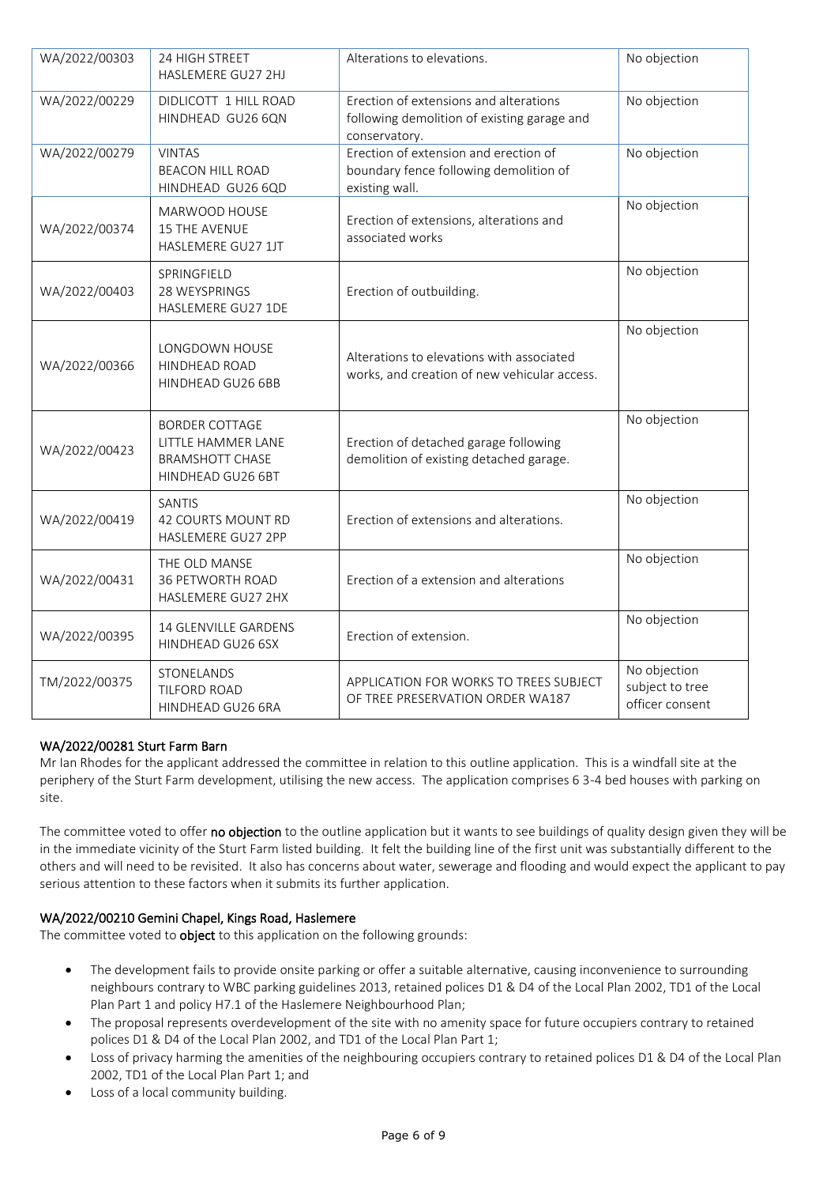| | | | |
|---|---|---|---|
| WA/2022/00303 | 24 HIGH STREET HASLEMERE GU27 2HJ | Alterations to elevations. | No objection |
| WA/2022/00229 | DIDLICOTT 1 HILL ROAD HINDHEAD GU26 6QN | Erection of extensions and alterations following demolition of existing garage and conservatory. | No objection |
| WA/2022/00279 | VINTAS BEACON HILL ROAD HINDHEAD GU26 6QD | Erection of extension and erection of boundary fence following demolition of existing wall. | No objection |
| WA/2022/00374 | MARWOOD HOUSE 15 THE AVENUE HASLEMERE GU27 1JT | Erection of extensions, alterations and associated works | No objection |
| WA/2022/00403 | SPRINGFIELD 28 WEYSPRINGS HASLEMERE GU27 1DE | Erection of outbuilding. | No objection |
| WA/2022/00366 | LONGDOWN HOUSE HINDHEAD ROAD HINDHEAD GU26 6BB | Alterations to elevations with associated works, and creation of new vehicular access. | No objection |
| WA/2022/00423 | BORDER COTTAGE LITTLE HAMMER LANE BRAMSHOTT CHASE HINDHEAD GU26 6BT | Erection of detached garage following demolition of existing detached garage. | No objection |
| WA/2022/00419 | SANTIS 42 COURTS MOUNT RD HASLEMERE GU27 2PP | Erection of extensions and alterations. | No objection |
| WA/2022/00431 | THE OLD MANSE 36 PETWORTH ROAD HASLEMERE GU27 2HX | Erection of a extension and alterations | No objection |
| WA/2022/00395 | 14 GLENVILLE GARDENS HINDHEAD GU26 6SX | Erection of extension. | No objection |
| TM/2022/00375 | STONELANDS TILFORD ROAD HINDHEAD GU26 6RA | APPLICATION FOR WORKS TO TREES SUBJECT OF TREE PRESERVATION ORDER WA187 | No objection subject to tree officer consent |

**WA/2022/00281 Sturt Farm Barn**

Mr Ian Rhodes for the applicant addressed the committee in relation to this outline application. This is a windfall site at the periphery of the Sturt Farm development, utilising the new access. The application comprises 6 3-4 bed houses with parking on site.

The committee voted to offer **no objection** to the outline application but it wants to see buildings of quality design given they will be in the immediate vicinity of the Sturt Farm listed building. It felt the building line of the first unit was substantially different to the others and will need to be revisited. It also has concerns about water, sewerage and flooding and would expect the applicant to pay serious attention to these factors when it submits its further application.

**WA/2022/00210 Gemini Chapel, Kings Road, Haslemere**

The committee voted to **object** to this application on the following grounds:

- The development fails to provide onsite parking or offer a suitable alternative, causing inconvenience to surrounding neighbours contrary to WBC parking guidelines 2013, retained polices D1 & D4 of the Local Plan 2002, TD1 of the Local Plan Part 1 and policy H7.1 of the Haslemere Neighbourhood Plan;
- The proposal represents overdevelopment of the site with no amenity space for future occupiers contrary to retained polices D1 & D4 of the Local Plan 2002, and TD1 of the Local Plan Part 1;
- Loss of privacy harming the amenities of the neighbouring occupiers contrary to retained polices D1 & D4 of the Local Plan 2002, TD1 of the Local Plan Part 1; and
- Loss of a local community building.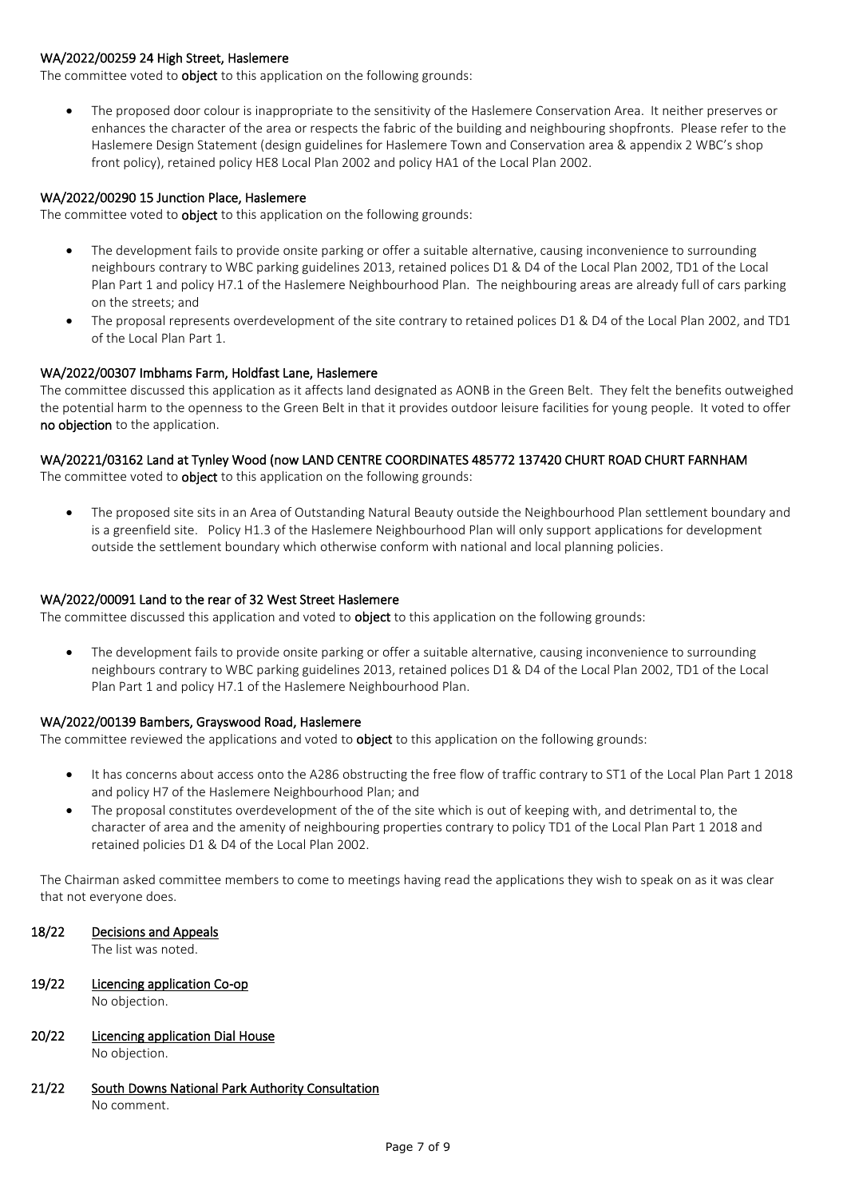**WA/2022/00259 24 High Street, Haslemere**

The committee voted to **object** to this application on the following grounds:

- The proposed door colour is inappropriate to the sensitivity of the Haslemere Conservation Area. It neither preserves or enhances the character of the area or respects the fabric of the building and neighbouring shopfronts. Please refer to the Haslemere Design Statement (design guidelines for Haslemere Town and Conservation area & appendix 2 WBC's shop front policy), retained policy HE8 Local Plan 2002 and policy HA1 of the Local Plan 2002.

**WA/2022/00290 15 Junction Place, Haslemere**

The committee voted to **object** to this application on the following grounds:

- The development fails to provide onsite parking or offer a suitable alternative, causing inconvenience to surrounding neighbours contrary to WBC parking guidelines 2013, retained polices D1 & D4 of the Local Plan 2002, TD1 of the Local Plan Part 1 and policy H7.1 of the Haslemere Neighbourhood Plan. The neighbouring areas are already full of cars parking on the streets; and
- The proposal represents overdevelopment of the site contrary to retained polices D1 & D4 of the Local Plan 2002, and TD1 of the Local Plan Part 1.

**WA/2022/00307 Imbhams Farm, Holdfast Lane, Haslemere**

The committee discussed this application as it affects land designated as AONB in the Green Belt. They felt the benefits outweighed the potential harm to the openness to the Green Belt in that it provides outdoor leisure facilities for young people. It voted to offer **no objection** to the application.

**WA/20221/03162 Land at Tynley Wood (now LAND CENTRE COORDINATES 485772 137420 CHURT ROAD CHURT FARNHAM**

The committee voted to **object** to this application on the following grounds:

- The proposed site sits in an Area of Outstanding Natural Beauty outside the Neighbourhood Plan settlement boundary and is a greenfield site. Policy H1.3 of the Haslemere Neighbourhood Plan will only support applications for development outside the settlement boundary which otherwise conform with national and local planning policies.

**WA/2022/00091 Land to the rear of 32 West Street Haslemere**

The committee discussed this application and voted to **object** to this application on the following grounds:

- The development fails to provide onsite parking or offer a suitable alternative, causing inconvenience to surrounding neighbours contrary to WBC parking guidelines 2013, retained polices D1 & D4 of the Local Plan 2002, TD1 of the Local Plan Part 1 and policy H7.1 of the Haslemere Neighbourhood Plan.

**WA/2022/00139 Bambers, Grayswood Road, Haslemere**

The committee reviewed the applications and voted to **object** to this application on the following grounds:

- It has concerns about access onto the A286 obstructing the free flow of traffic contrary to ST1 of the Local Plan Part 1 2018 and policy H7 of the Haslemere Neighbourhood Plan; and
- The proposal constitutes overdevelopment of the of the site which is out of keeping with, and detrimental to, the character of area and the amenity of neighbouring properties contrary to policy TD1 of the Local Plan Part 1 2018 and retained policies D1 & D4 of the Local Plan 2002.

The Chairman asked committee members to come to meetings having read the applications they wish to speak on as it was clear that not everyone does.

**18/22 Decisions and Appeals**

The list was noted.

**19/22 Licencing application Co-op**

No objection.

**20/22 Licencing application Dial House**

No objection.

**21/22 South Downs National Park Authority Consultation**

No comment.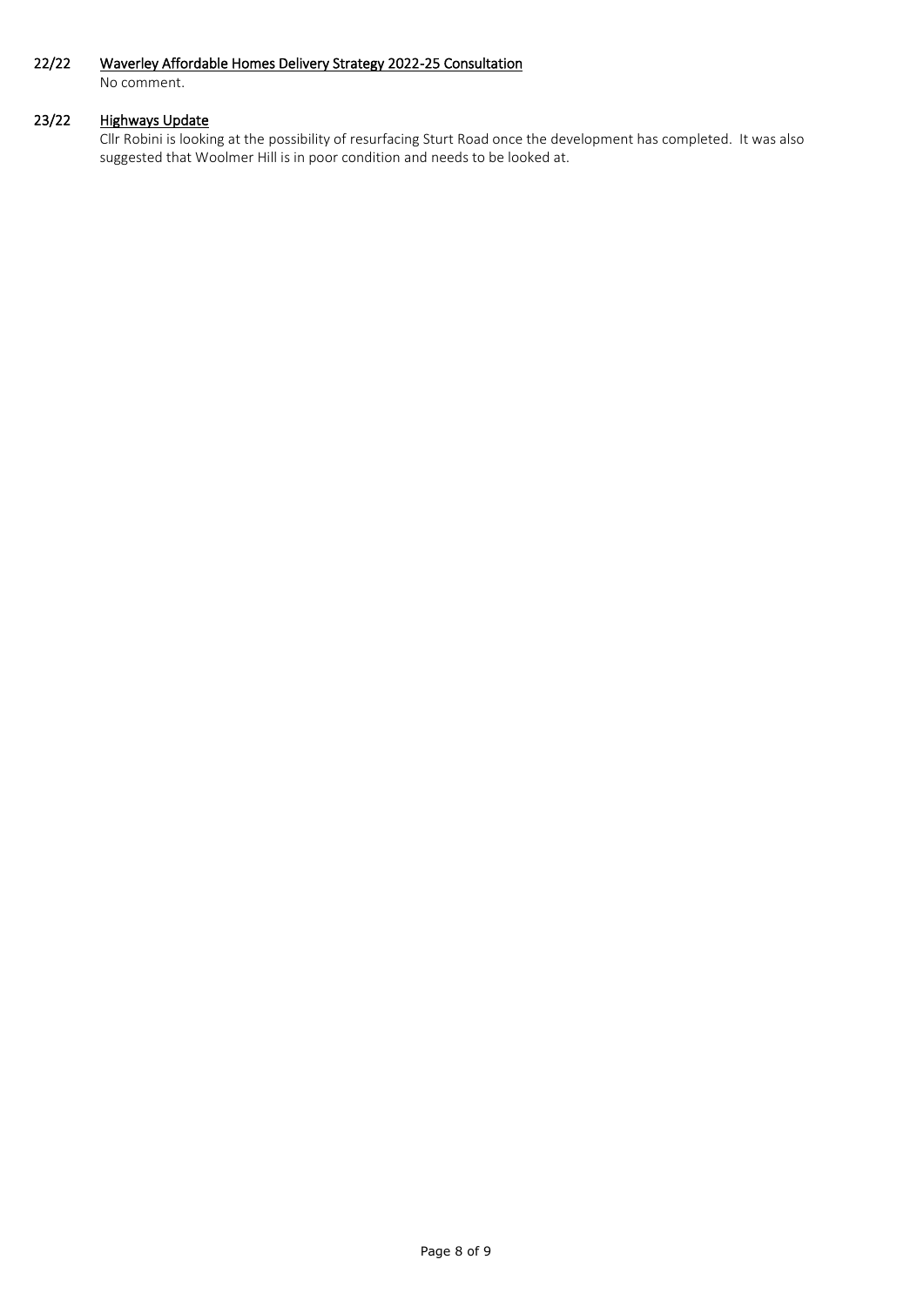### 22/22 Waverley Affordable Homes Delivery Strategy 2022-25 Consultation

No comment.

### 23/22 Highways Update

Cllr Robini is looking at the possibility of resurfacing Sturt Road once the development has completed. It was also suggested that Woolmer Hill is in poor condition and needs to be looked at.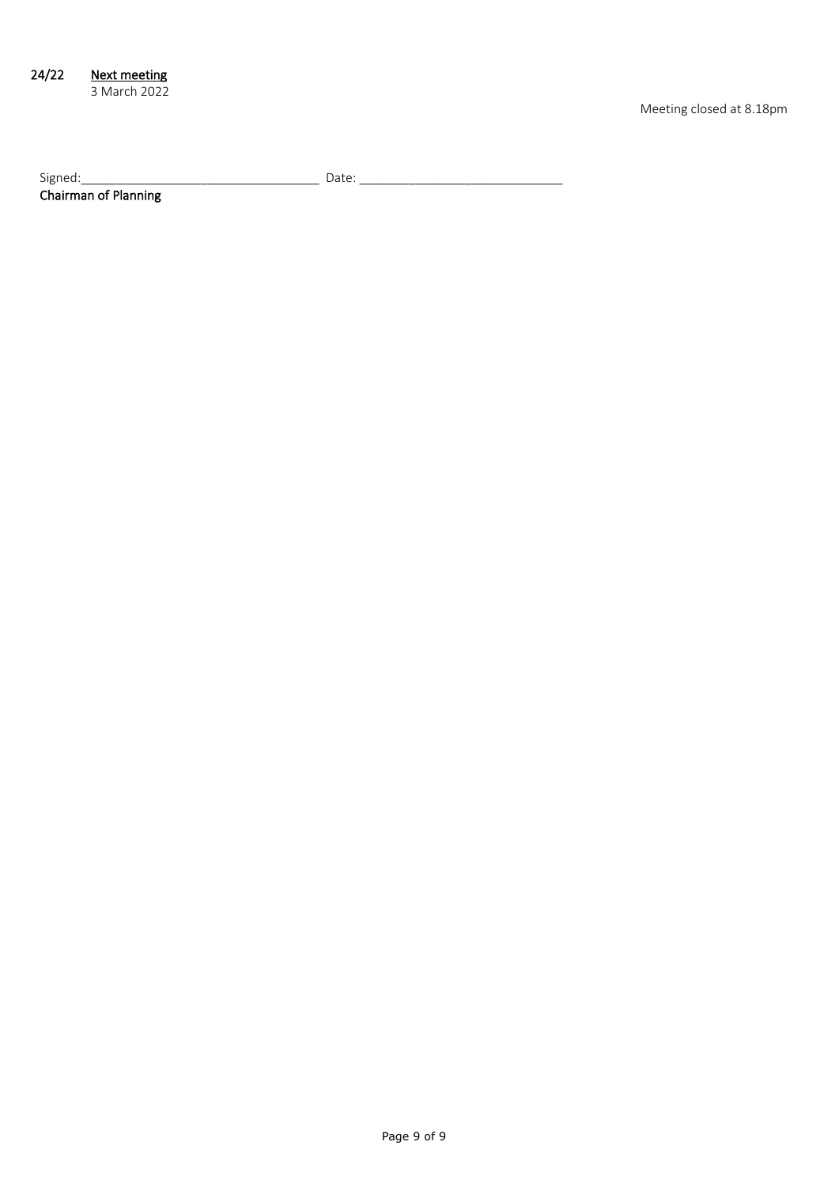**24/22 Next meeting**

3 March 2022

Meeting closed at 8.18pm

Signed:_________________________________ Date: ____________________________

**Chairman of Planning**